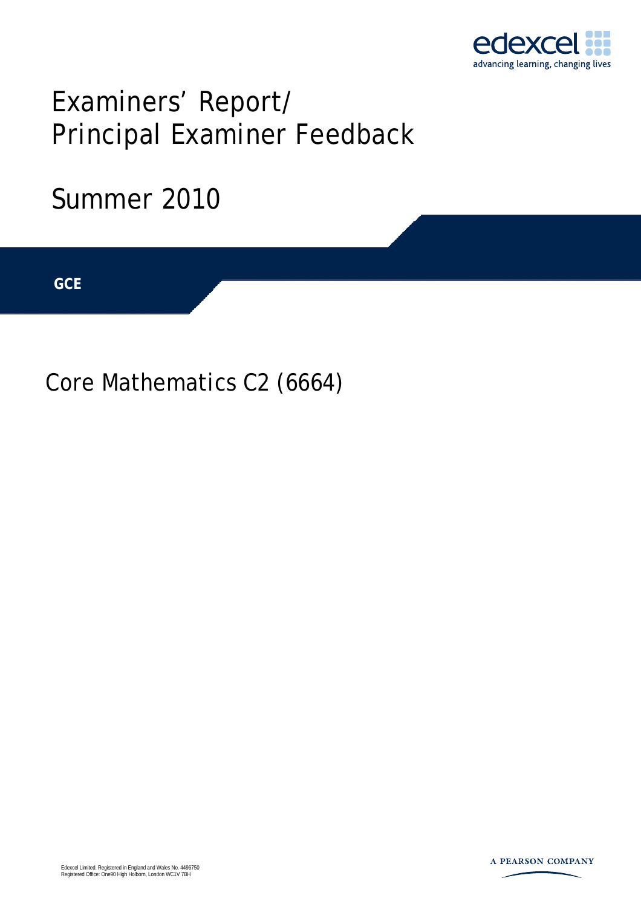edexcel
advancing learning, changing lives

# Examiners' Report/ Principal Examiner Feedback

## Summer 2010

**GCE**

## Core Mathematics C2 (6664)

Edexcel Limited. Registered in England and Wales No. 4496750
Registered Office: One90 High Holborn, London WC1V 7BH

A PEARSON COMPANY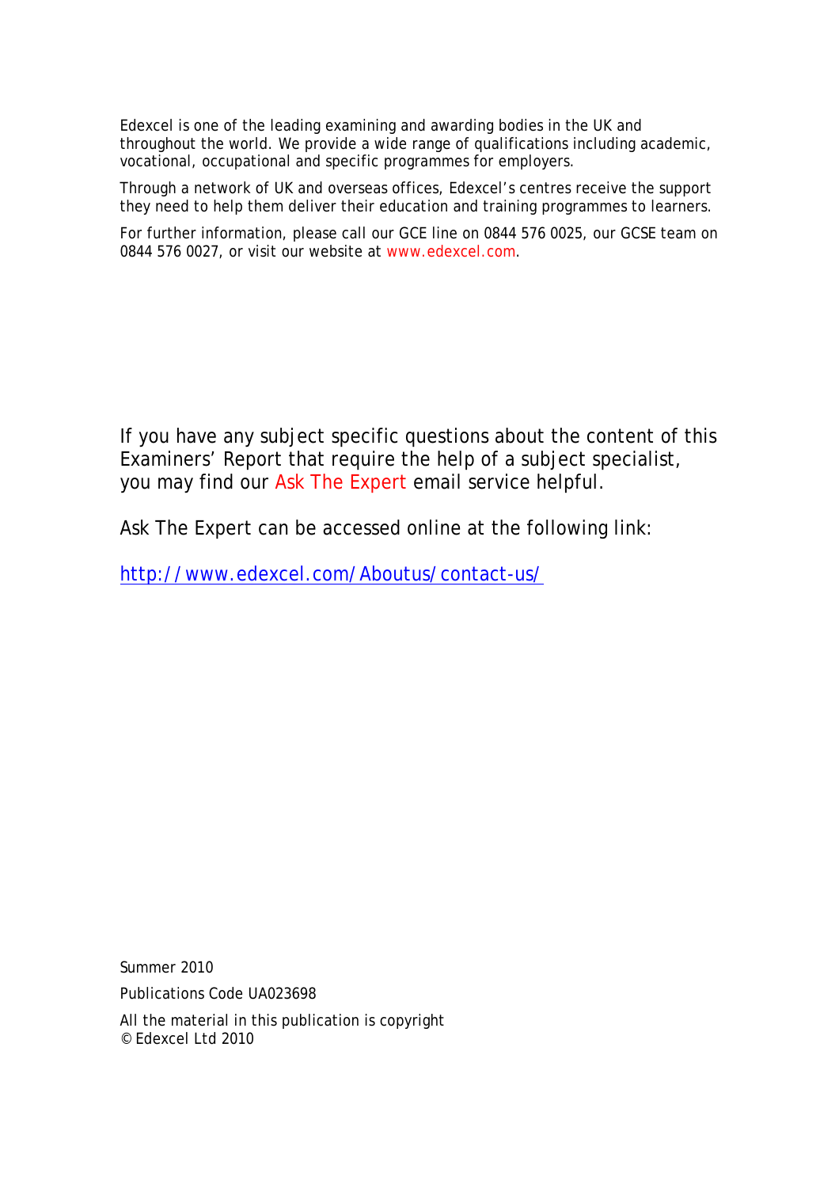Edexcel is one of the leading examining and awarding bodies in the UK and throughout the world. We provide a wide range of qualifications including academic, vocational, occupational and specific programmes for employers.

Through a network of UK and overseas offices, Edexcel's centres receive the support they need to help them deliver their education and training programmes to learners.

For further information, please call our GCE line on 0844 576 0025, our GCSE team on 0844 576 0027, or visit our website at www.edexcel.com.

If you have any subject specific questions about the content of this Examiners' Report that require the help of a subject specialist, you may find our Ask The Expert email service helpful.

Ask The Expert can be accessed online at the following link:

http://www.edexcel.com/Aboutus/contact-us/

Summer 2010

Publications Code UA023698

All the material in this publication is copyright
© Edexcel Ltd 2010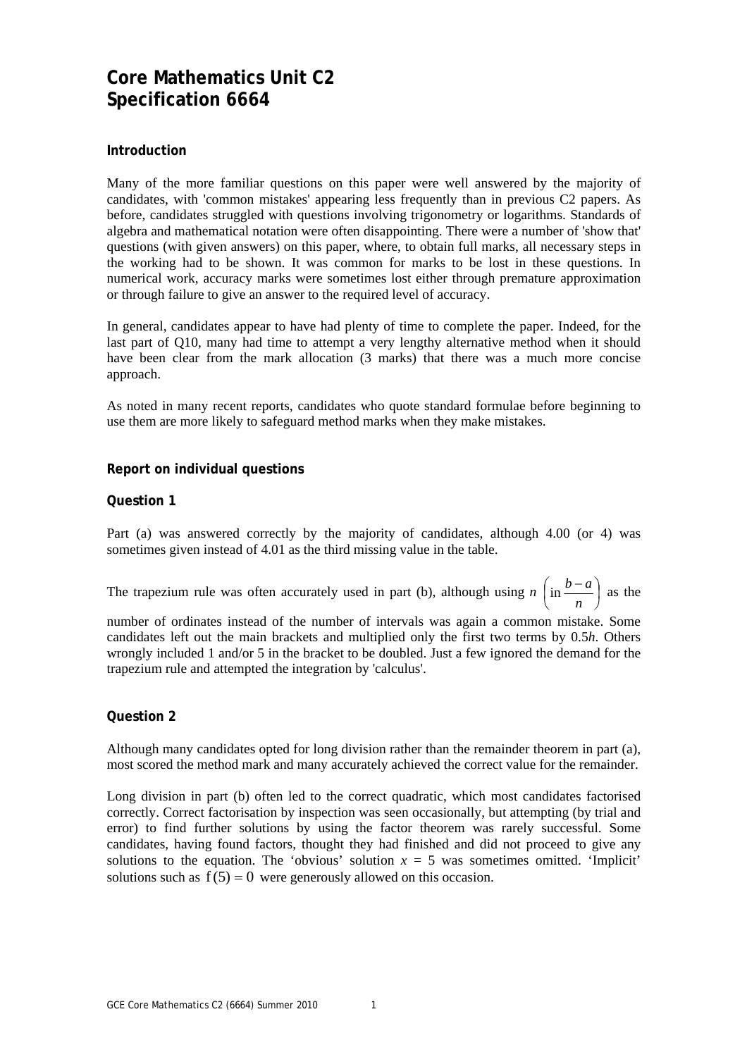# Core Mathematics Unit C2
# Specification 6664

### Introduction

Many of the more familiar questions on this paper were well answered by the majority of candidates, with 'common mistakes' appearing less frequently than in previous C2 papers. As before, candidates struggled with questions involving trigonometry or logarithms. Standards of algebra and mathematical notation were often disappointing. There were a number of 'show that' questions (with given answers) on this paper, where, to obtain full marks, all necessary steps in the working had to be shown. It was common for marks to be lost in these questions. In numerical work, accuracy marks were sometimes lost either through premature approximation or through failure to give an answer to the required level of accuracy.

In general, candidates appear to have had plenty of time to complete the paper. Indeed, for the last part of Q10, many had time to attempt a very lengthy alternative method when it should have been clear from the mark allocation (3 marks) that there was a much more concise approach.

As noted in many recent reports, candidates who quote standard formulae before beginning to use them are more likely to safeguard method marks when they make mistakes.

### Report on individual questions

### Question 1

Part (a) was answered correctly by the majority of candidates, although 4.00 (or 4) was sometimes given instead of 4.01 as the third missing value in the table.

The trapezium rule was often accurately used in part (b), although using $n$ $\left(\text{in } \dfrac{b-a}{n}\right)$ as the number of ordinates instead of the number of intervals was again a common mistake. Some candidates left out the main brackets and multiplied only the first two terms by $0.5h$. Others wrongly included 1 and/or 5 in the bracket to be doubled. Just a few ignored the demand for the trapezium rule and attempted the integration by 'calculus'.

### Question 2

Although many candidates opted for long division rather than the remainder theorem in part (a), most scored the method mark and many accurately achieved the correct value for the remainder.

Long division in part (b) often led to the correct quadratic, which most candidates factorised correctly. Correct factorisation by inspection was seen occasionally, but attempting (by trial and error) to find further solutions by using the factor theorem was rarely successful. Some candidates, having found factors, thought they had finished and did not proceed to give any solutions to the equation. The 'obvious' solution $x = 5$ was sometimes omitted. 'Implicit' solutions such as $\text{f}(5) = 0$ were generously allowed on this occasion.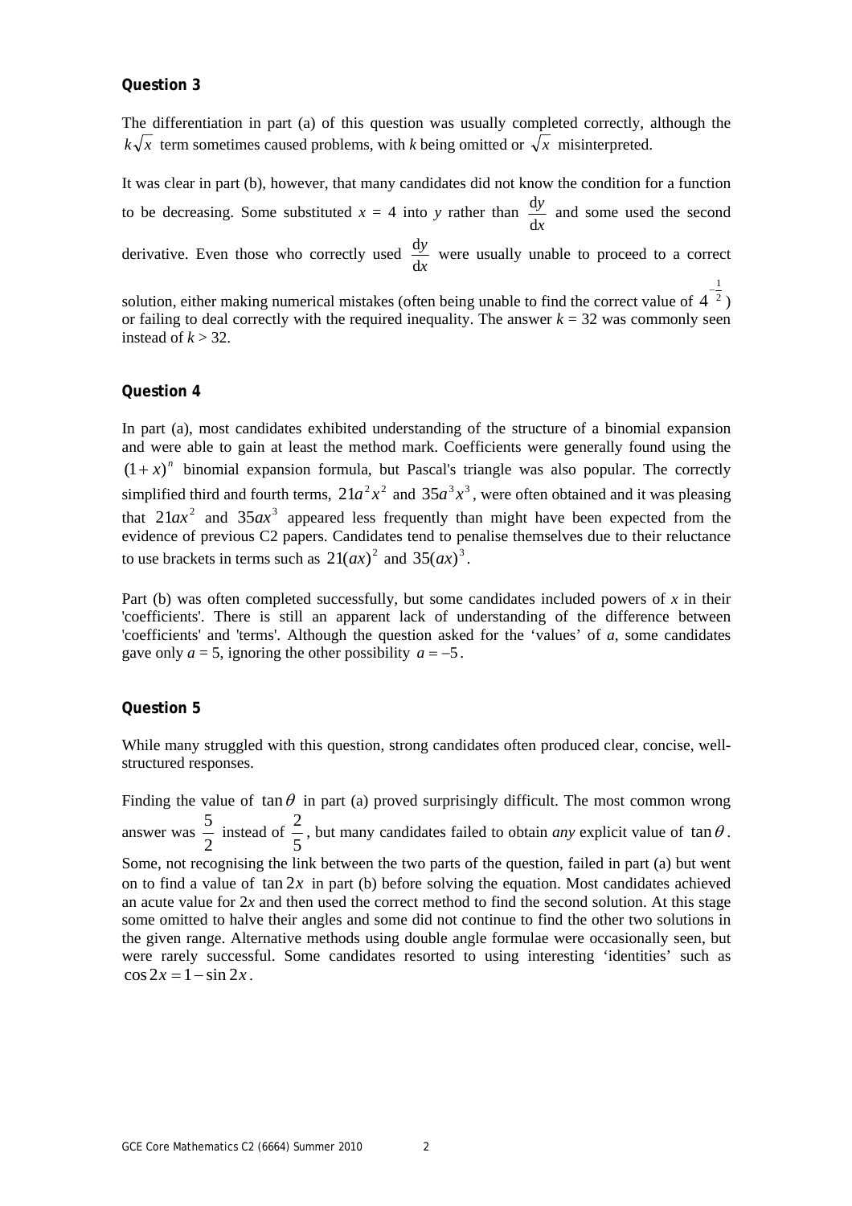### Question 3

The differentiation in part (a) of this question was usually completed correctly, although the $k\sqrt{x}$ term sometimes caused problems, with *k* being omitted or $\sqrt{x}$ misinterpreted.

It was clear in part (b), however, that many candidates did not know the condition for a function to be decreasing. Some substituted $x = 4$ into *y* rather than $\frac{dy}{dx}$ and some used the second derivative. Even those who correctly used $\frac{dy}{dx}$ were usually unable to proceed to a correct solution, either making numerical mistakes (often being unable to find the correct value of $4^{-\frac{1}{2}}$) or failing to deal correctly with the required inequality. The answer $k = 32$ was commonly seen instead of $k > 32$.

### Question 4

In part (a), most candidates exhibited understanding of the structure of a binomial expansion and were able to gain at least the method mark. Coefficients were generally found using the $(1+x)^n$ binomial expansion formula, but Pascal's triangle was also popular. The correctly simplified third and fourth terms, $21a^2x^2$ and $35a^3x^3$, were often obtained and it was pleasing that $21ax^2$ and $35ax^3$ appeared less frequently than might have been expected from the evidence of previous C2 papers. Candidates tend to penalise themselves due to their reluctance to use brackets in terms such as $21(ax)^2$ and $35(ax)^3$.

Part (b) was often completed successfully, but some candidates included powers of *x* in their 'coefficients'. There is still an apparent lack of understanding of the difference between 'coefficients' and 'terms'. Although the question asked for the 'values' of *a*, some candidates gave only $a = 5$, ignoring the other possibility $a = -5$.

### Question 5

While many struggled with this question, strong candidates often produced clear, concise, well-structured responses.

Finding the value of $\tan\theta$ in part (a) proved surprisingly difficult. The most common wrong answer was $\frac{5}{2}$ instead of $\frac{2}{5}$, but many candidates failed to obtain *any* explicit value of $\tan\theta$. Some, not recognising the link between the two parts of the question, failed in part (a) but went on to find a value of $\tan 2x$ in part (b) before solving the equation. Most candidates achieved an acute value for $2x$ and then used the correct method to find the second solution. At this stage some omitted to halve their angles and some did not continue to find the other two solutions in the given range. Alternative methods using double angle formulae were occasionally seen, but were rarely successful. Some candidates resorted to using interesting 'identities' such as $\cos 2x = 1 - \sin 2x$.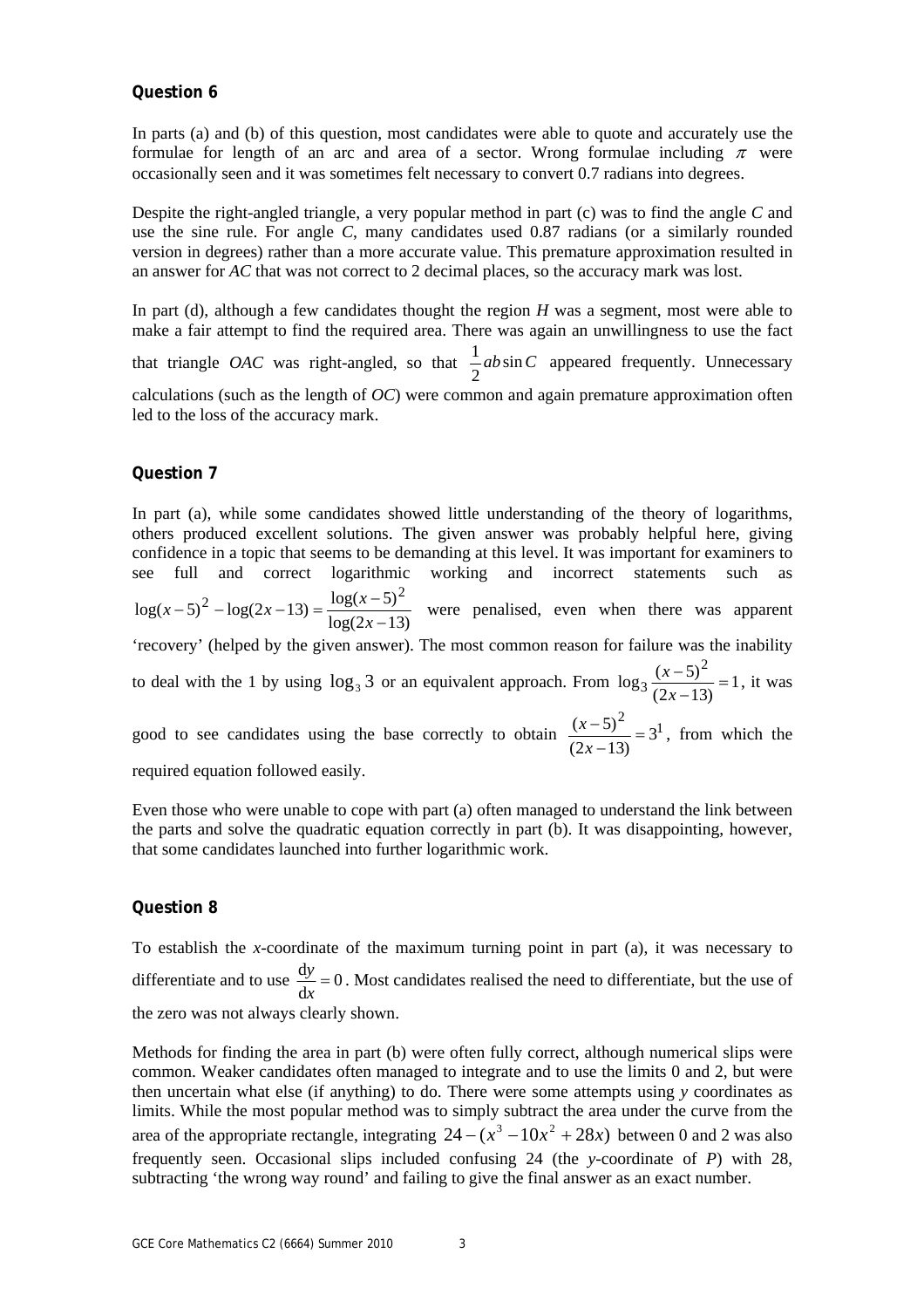### Question 6

In parts (a) and (b) of this question, most candidates were able to quote and accurately use the formulae for length of an arc and area of a sector. Wrong formulae including $\pi$ were occasionally seen and it was sometimes felt necessary to convert 0.7 radians into degrees.

Despite the right-angled triangle, a very popular method in part (c) was to find the angle $C$ and use the sine rule. For angle $C$, many candidates used 0.87 radians (or a similarly rounded version in degrees) rather than a more accurate value. This premature approximation resulted in an answer for $AC$ that was not correct to 2 decimal places, so the accuracy mark was lost.

In part (d), although a few candidates thought the region $H$ was a segment, most were able to make a fair attempt to find the required area. There was again an unwillingness to use the fact that triangle $OAC$ was right-angled, so that $\frac{1}{2}ab\sin C$ appeared frequently. Unnecessary calculations (such as the length of $OC$) were common and again premature approximation often led to the loss of the accuracy mark.

### Question 7

In part (a), while some candidates showed little understanding of the theory of logarithms, others produced excellent solutions. The given answer was probably helpful here, giving confidence in a topic that seems to be demanding at this level. It was important for examiners to see full and correct logarithmic working and incorrect statements such as $\log(x-5)^2 - \log(2x-13) = \frac{\log(x-5)^2}{\log(2x-13)}$ were penalised, even when there was apparent 'recovery' (helped by the given answer). The most common reason for failure was the inability to deal with the 1 by using $\log_3 3$ or an equivalent approach. From $\log_3 \frac{(x-5)^2}{(2x-13)} = 1$, it was good to see candidates using the base correctly to obtain $\frac{(x-5)^2}{(2x-13)} = 3^1$, from which the required equation followed easily.

Even those who were unable to cope with part (a) often managed to understand the link between the parts and solve the quadratic equation correctly in part (b). It was disappointing, however, that some candidates launched into further logarithmic work.

### Question 8

To establish the $x$-coordinate of the maximum turning point in part (a), it was necessary to differentiate and to use $\frac{dy}{dx} = 0$. Most candidates realised the need to differentiate, but the use of the zero was not always clearly shown.

Methods for finding the area in part (b) were often fully correct, although numerical slips were common. Weaker candidates often managed to integrate and to use the limits 0 and 2, but were then uncertain what else (if anything) to do. There were some attempts using $y$ coordinates as limits. While the most popular method was to simply subtract the area under the curve from the area of the appropriate rectangle, integrating $24 - (x^3 - 10x^2 + 28x)$ between 0 and 2 was also frequently seen. Occasional slips included confusing 24 (the $y$-coordinate of $P$) with 28, subtracting 'the wrong way round' and failing to give the final answer as an exact number.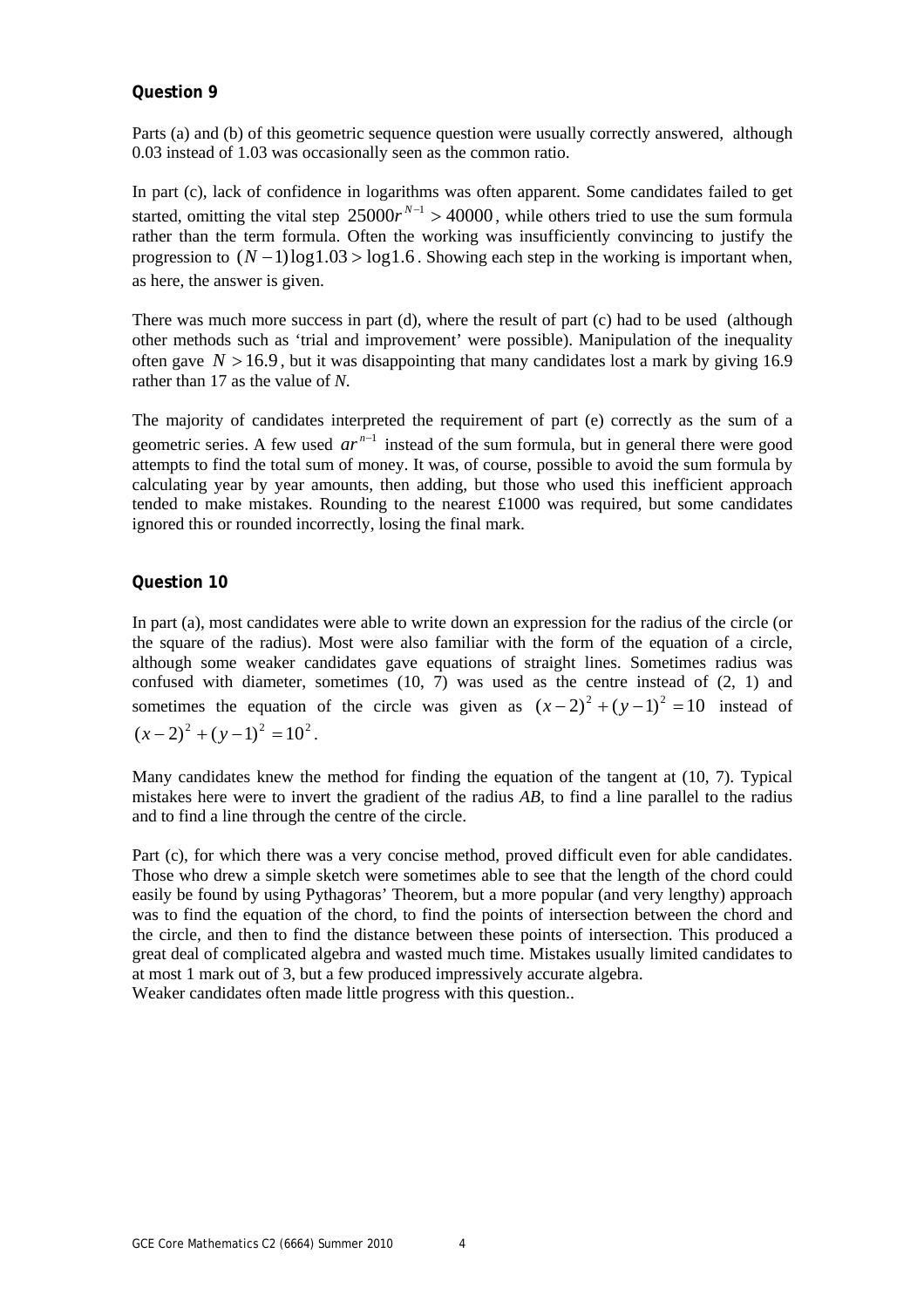**Question 9**

Parts (a) and (b) of this geometric sequence question were usually correctly answered, although 0.03 instead of 1.03 was occasionally seen as the common ratio.

In part (c), lack of confidence in logarithms was often apparent. Some candidates failed to get started, omitting the vital step $25000r^{N-1} > 40000$, while others tried to use the sum formula rather than the term formula. Often the working was insufficiently convincing to justify the progression to $(N-1)\log 1.03 > \log 1.6$. Showing each step in the working is important when, as here, the answer is given.

There was much more success in part (d), where the result of part (c) had to be used (although other methods such as 'trial and improvement' were possible). Manipulation of the inequality often gave $N > 16.9$, but it was disappointing that many candidates lost a mark by giving 16.9 rather than 17 as the value of *N*.

The majority of candidates interpreted the requirement of part (e) correctly as the sum of a geometric series. A few used $ar^{n-1}$ instead of the sum formula, but in general there were good attempts to find the total sum of money. It was, of course, possible to avoid the sum formula by calculating year by year amounts, then adding, but those who used this inefficient approach tended to make mistakes. Rounding to the nearest £1000 was required, but some candidates ignored this or rounded incorrectly, losing the final mark.

**Question 10**

In part (a), most candidates were able to write down an expression for the radius of the circle (or the square of the radius). Most were also familiar with the form of the equation of a circle, although some weaker candidates gave equations of straight lines. Sometimes radius was confused with diameter, sometimes (10, 7) was used as the centre instead of (2, 1) and sometimes the equation of the circle was given as $(x-2)^2 + (y-1)^2 = 10$ instead of $(x-2)^2 + (y-1)^2 = 10^2$.

Many candidates knew the method for finding the equation of the tangent at (10, 7). Typical mistakes here were to invert the gradient of the radius *AB*, to find a line parallel to the radius and to find a line through the centre of the circle.

Part (c), for which there was a very concise method, proved difficult even for able candidates. Those who drew a simple sketch were sometimes able to see that the length of the chord could easily be found by using Pythagoras' Theorem, but a more popular (and very lengthy) approach was to find the equation of the chord, to find the points of intersection between the chord and the circle, and then to find the distance between these points of intersection. This produced a great deal of complicated algebra and wasted much time. Mistakes usually limited candidates to at most 1 mark out of 3, but a few produced impressively accurate algebra.
Weaker candidates often made little progress with this question..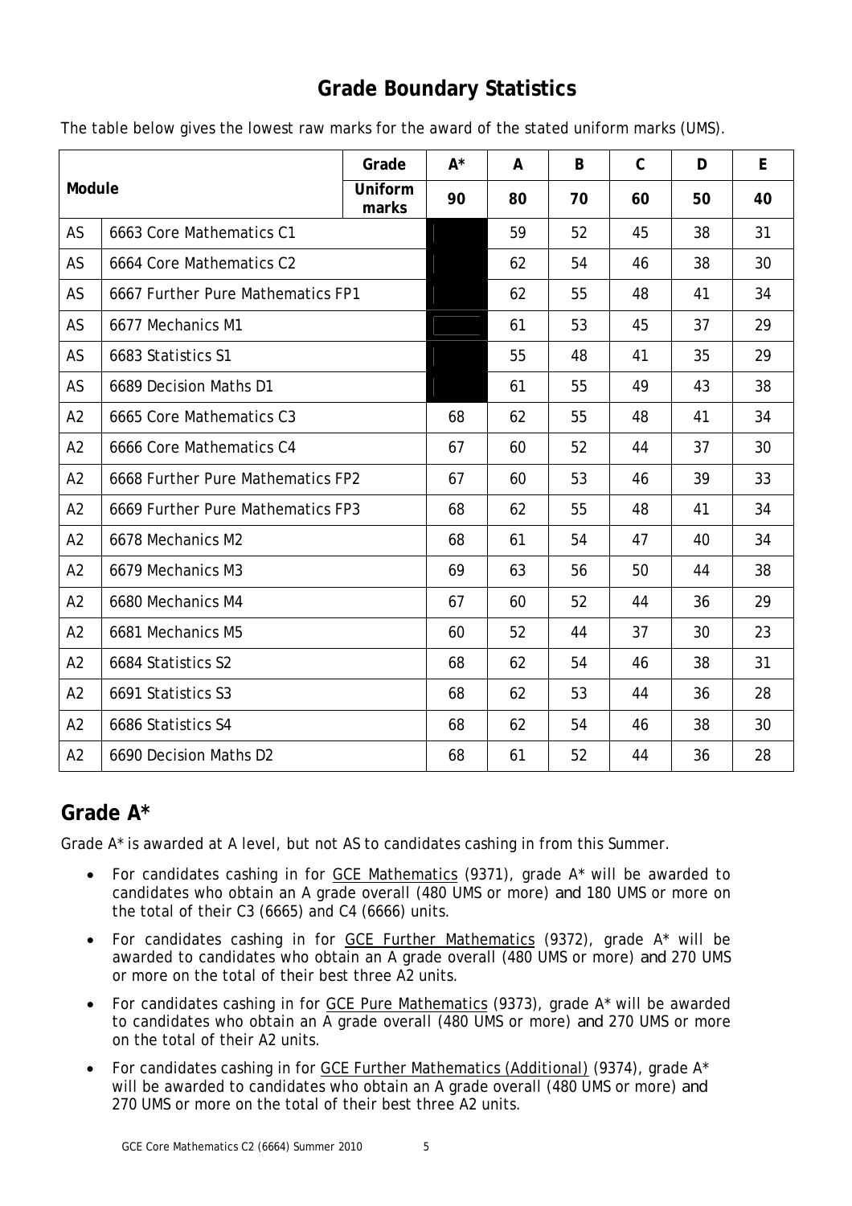## Grade Boundary Statistics

The table below gives the lowest raw marks for the award of the stated uniform marks (UMS).

| Module | | Grade | A* | A | B | C | D | E |
|---|---|---|---|---|---|---|---|---|
| | | Uniform marks | 90 | 80 | 70 | 60 | 50 | 40 |
| AS | 6663 Core Mathematics C1 | | | 59 | 52 | 45 | 38 | 31 |
| AS | 6664 Core Mathematics C2 | | | 62 | 54 | 46 | 38 | 30 |
| AS | 6667 Further Pure Mathematics FP1 | | | 62 | 55 | 48 | 41 | 34 |
| AS | 6677 Mechanics M1 | | | 61 | 53 | 45 | 37 | 29 |
| AS | 6683 Statistics S1 | | | 55 | 48 | 41 | 35 | 29 |
| AS | 6689 Decision Maths D1 | | | 61 | 55 | 49 | 43 | 38 |
| A2 | 6665 Core Mathematics C3 | | 68 | 62 | 55 | 48 | 41 | 34 |
| A2 | 6666 Core Mathematics C4 | | 67 | 60 | 52 | 44 | 37 | 30 |
| A2 | 6668 Further Pure Mathematics FP2 | | 67 | 60 | 53 | 46 | 39 | 33 |
| A2 | 6669 Further Pure Mathematics FP3 | | 68 | 62 | 55 | 48 | 41 | 34 |
| A2 | 6678 Mechanics M2 | | 68 | 61 | 54 | 47 | 40 | 34 |
| A2 | 6679 Mechanics M3 | | 69 | 63 | 56 | 50 | 44 | 38 |
| A2 | 6680 Mechanics M4 | | 67 | 60 | 52 | 44 | 36 | 29 |
| A2 | 6681 Mechanics M5 | | 60 | 52 | 44 | 37 | 30 | 23 |
| A2 | 6684 Statistics S2 | | 68 | 62 | 54 | 46 | 38 | 31 |
| A2 | 6691 Statistics S3 | | 68 | 62 | 53 | 44 | 36 | 28 |
| A2 | 6686 Statistics S4 | | 68 | 62 | 54 | 46 | 38 | 30 |
| A2 | 6690 Decision Maths D2 | | 68 | 61 | 52 | 44 | 36 | 28 |

## Grade A*

Grade A* is awarded at A level, but not AS to candidates cashing in from this Summer.

- For candidates cashing in for GCE Mathematics (9371), grade A* will be awarded to candidates who obtain an A grade overall (480 UMS or more) and 180 UMS or more on the total of their C3 (6665) and C4 (6666) units.
- For candidates cashing in for GCE Further Mathematics (9372), grade A* will be awarded to candidates who obtain an A grade overall (480 UMS or more) and 270 UMS or more on the total of their best three A2 units.
- For candidates cashing in for GCE Pure Mathematics (9373), grade A* will be awarded to candidates who obtain an A grade overall (480 UMS or more) and 270 UMS or more on the total of their A2 units.
- For candidates cashing in for GCE Further Mathematics (Additional) (9374), grade A* will be awarded to candidates who obtain an A grade overall (480 UMS or more) and 270 UMS or more on the total of their best three A2 units.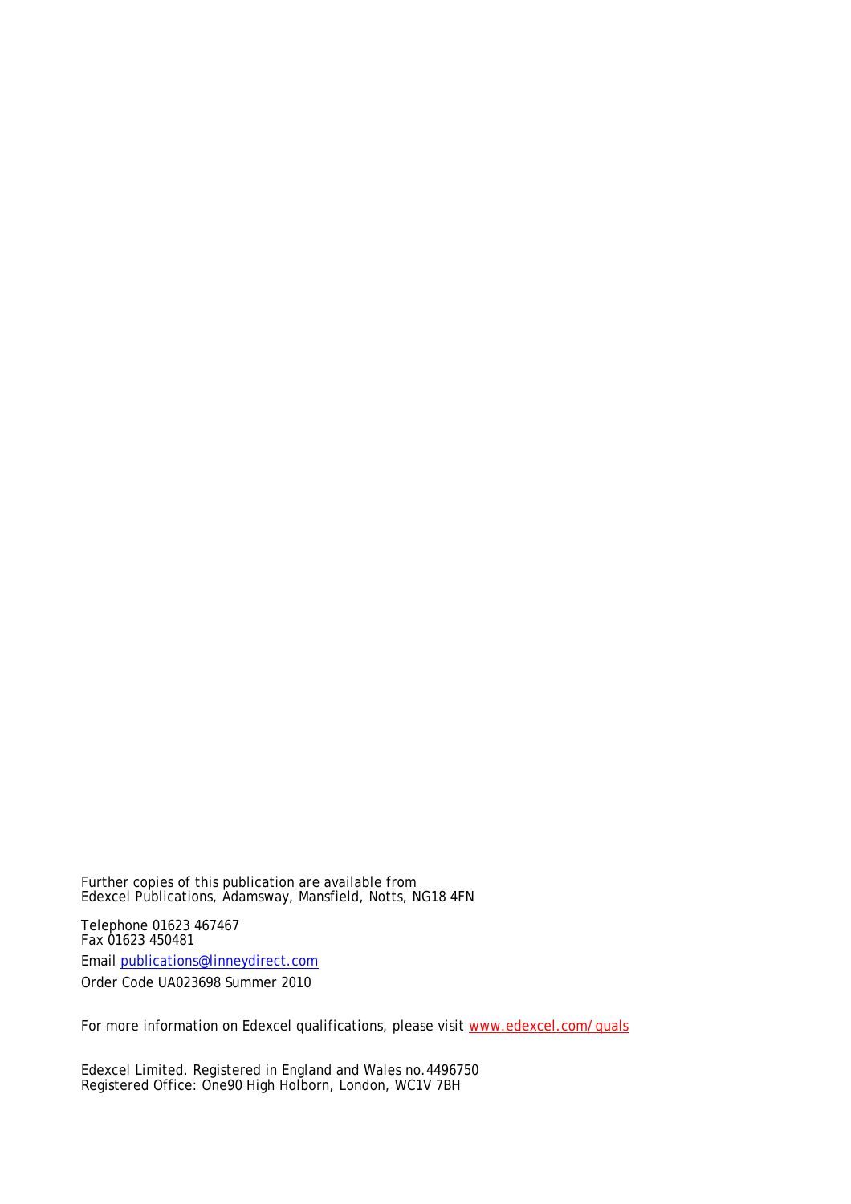Further copies of this publication are available from
Edexcel Publications, Adamsway, Mansfield, Notts, NG18 4FN

Telephone 01623 467467
Fax 01623 450481
Email publications@linneydirect.com
Order Code UA023698 Summer 2010

For more information on Edexcel qualifications, please visit www.edexcel.com/quals

Edexcel Limited. Registered in England and Wales no.4496750
Registered Office: One90 High Holborn, London, WC1V 7BH